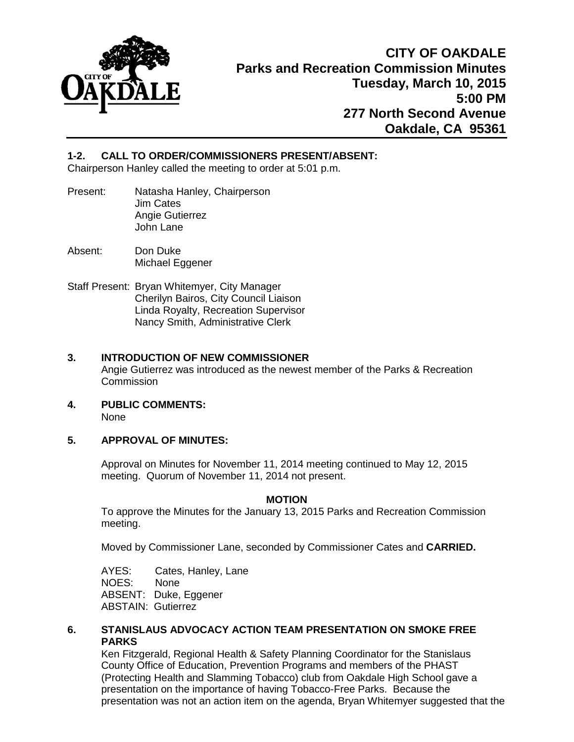# CITY OF OAKDALE
## Parks and Recreation Commission Minutes
**Tuesday, March 10, 2015**
**5:00 PM**
**277 North Second Avenue**
**Oakdale, CA 95361**

---

### 1-2. CALL TO ORDER/COMMISSIONERS PRESENT/ABSENT:

Chairperson Hanley called the meeting to order at 5:01 p.m.

Present: Natasha Hanley, Chairperson
Jim Cates
Angie Gutierrez
John Lane

Absent: Don Duke
Michael Eggener

Staff Present: Bryan Whitemyer, City Manager
Cherilyn Bairos, City Council Liaison
Linda Royalty, Recreation Supervisor
Nancy Smith, Administrative Clerk

### 3. INTRODUCTION OF NEW COMMISSIONER

Angie Gutierrez was introduced as the newest member of the Parks & Recreation Commission

### 4. PUBLIC COMMENTS:

None

### 5. APPROVAL OF MINUTES:

Approval on Minutes for November 11, 2014 meeting continued to May 12, 2015 meeting. Quorum of November 11, 2014 not present.

**MOTION**

To approve the Minutes for the January 13, 2015 Parks and Recreation Commission meeting.

Moved by Commissioner Lane, seconded by Commissioner Cates and **CARRIED.**

AYES: Cates, Hanley, Lane
NOES: None
ABSENT: Duke, Eggener
ABSTAIN: Gutierrez

### 6. STANISLAUS ADVOCACY ACTION TEAM PRESENTATION ON SMOKE FREE PARKS

Ken Fitzgerald, Regional Health & Safety Planning Coordinator for the Stanislaus County Office of Education, Prevention Programs and members of the PHAST (Protecting Health and Slamming Tobacco) club from Oakdale High School gave a presentation on the importance of having Tobacco-Free Parks. Because the presentation was not an action item on the agenda, Bryan Whitemyer suggested that the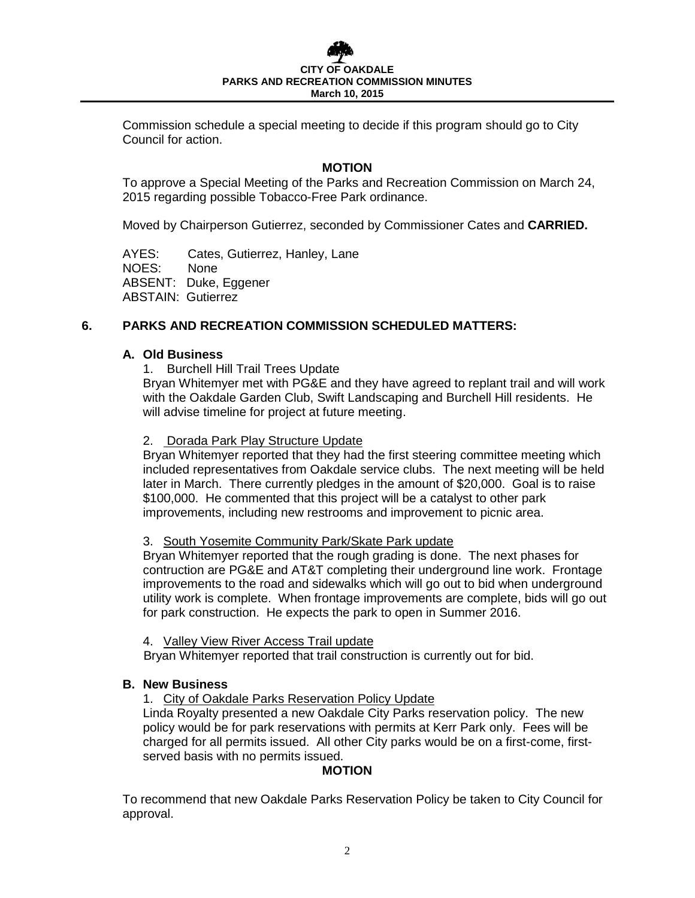Commission schedule a special meeting to decide if this program should go to City Council for action.

**MOTION**

To approve a Special Meeting of the Parks and Recreation Commission on March 24, 2015 regarding possible Tobacco-Free Park ordinance.

Moved by Chairperson Gutierrez, seconded by Commissioner Cates and **CARRIED.**

AYES: Cates, Gutierrez, Hanley, Lane
NOES: None
ABSENT: Duke, Eggener
ABSTAIN: Gutierrez

## 6. PARKS AND RECREATION COMMISSION SCHEDULED MATTERS:

### A. Old Business

1. Burchell Hill Trail Trees Update

Bryan Whitemyer met with PG&E and they have agreed to replant trail and will work with the Oakdale Garden Club, Swift Landscaping and Burchell Hill residents. He will advise timeline for project at future meeting.

2. Dorada Park Play Structure Update

Bryan Whitemyer reported that they had the first steering committee meeting which included representatives from Oakdale service clubs. The next meeting will be held later in March. There currently pledges in the amount of $20,000. Goal is to raise $100,000. He commented that this project will be a catalyst to other park improvements, including new restrooms and improvement to picnic area.

3. South Yosemite Community Park/Skate Park update

Bryan Whitemyer reported that the rough grading is done. The next phases for contruction are PG&E and AT&T completing their underground line work. Frontage improvements to the road and sidewalks which will go out to bid when underground utility work is complete. When frontage improvements are complete, bids will go out for park construction. He expects the park to open in Summer 2016.

4. Valley View River Access Trail update

Bryan Whitemyer reported that trail construction is currently out for bid.

### B. New Business

1. City of Oakdale Parks Reservation Policy Update

Linda Royalty presented a new Oakdale City Parks reservation policy. The new policy would be for park reservations with permits at Kerr Park only. Fees will be charged for all permits issued. All other City parks would be on a first-come, first-served basis with no permits issued.

**MOTION**

To recommend that new Oakdale Parks Reservation Policy be taken to City Council for approval.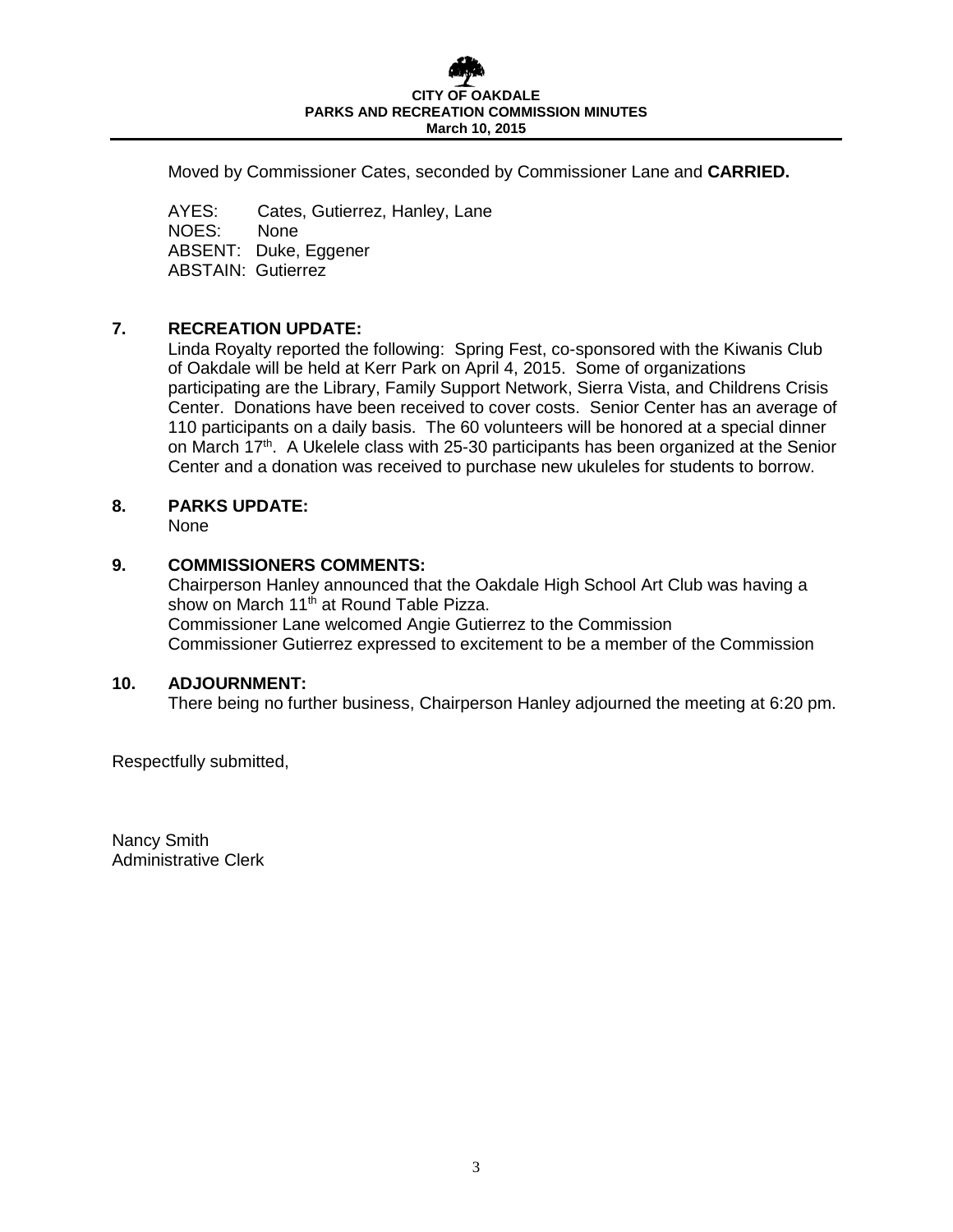Moved by Commissioner Cates, seconded by Commissioner Lane and **CARRIED.**

AYES: Cates, Gutierrez, Hanley, Lane
NOES: None
ABSENT: Duke, Eggener
ABSTAIN: Gutierrez

**7. RECREATION UPDATE:**

Linda Royalty reported the following: Spring Fest, co-sponsored with the Kiwanis Club of Oakdale will be held at Kerr Park on April 4, 2015. Some of organizations participating are the Library, Family Support Network, Sierra Vista, and Childrens Crisis Center. Donations have been received to cover costs. Senior Center has an average of 110 participants on a daily basis. The 60 volunteers will be honored at a special dinner on March 17th. A Ukelele class with 25-30 participants has been organized at the Senior Center and a donation was received to purchase new ukuleles for students to borrow.

**8. PARKS UPDATE:**

None

**9. COMMISSIONERS COMMENTS:**

Chairperson Hanley announced that the Oakdale High School Art Club was having a show on March 11th at Round Table Pizza.
Commissioner Lane welcomed Angie Gutierrez to the Commission
Commissioner Gutierrez expressed to excitement to be a member of the Commission

**10. ADJOURNMENT:**

There being no further business, Chairperson Hanley adjourned the meeting at 6:20 pm.

Respectfully submitted,

Nancy Smith
Administrative Clerk